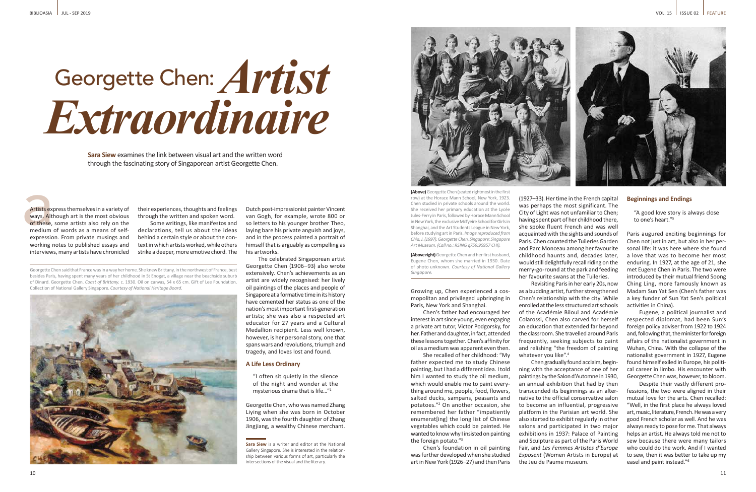# Georgette Chen: *Artist Extraordinaire*

**Sara Siew** examines the link between visual art and the written word through the fascinating story of Singaporean artist Georgette Chen.

Artists express themselves in a variety of ways. Although art is the most obvious of these, some artists also rely on the medium of words as a means of self-expression. From private musings and working notes to published essays and interviews, many artists have chronicled their experiences, thoughts and feelings through the written and spoken word.

Some writings, like manifestos and declarations, tell us about the ideas behind a certain style or about the context in which artists worked, while others strike a deeper, more emotive chord. The Dutch post-impressionist painter Vincent van Gogh, for example, wrote 800 or so letters to his younger brother Theo, laying bare his private anguish and joys, and in the process painted a portrait of himself that is arguably as compelling as his artworks.

The celebrated Singaporean artist Georgette Chen (1906–93) also wrote extensively. Chen's achievements as an artist are widely recognised: her lively oil paintings of the places and people of Singapore at a formative time in its history have cemented her status as one of the nation's most important first-generation artists; she was also a respected art educator for 27 years and a Cultural Medallion recipient. Less well known, however, is her personal story, one that spans wars and revolutions, triumph and tragedy, and loves lost and found.

Georgette Chen said that France was in a way her home. She knew Brittany, in the northwest of France, best besides Paris, having spent many years of her childhood in St Enogat, a village near the beachside suburb of Dinard. Georgette Chen. *Coast of Brittany*. c. 1930. Oil on canvas, 54 x 65 cm. Gift of Lee Foundation. Collection of National Gallery Singapore. *Courtesy of National Heritage Board.*

## A Life Less Ordinary

> "I often sit quietly in the silence of the night and wonder at the mysterious drama that is life..."[1]

Georgette Chen, who was named Zhang Liying when she was born in October 1906, was the fourth daughter of Zhang Jingjiang, a wealthy Chinese merchant.

**Sara Siew** is a writer and editor at the National Gallery Singapore. She is interested in the relationship between various forms of art, particularly the intersections of the visual and the literary.

**(Above)** Georgette Chen (seated rightmost in the first row) at the Horace Mann School, New York, 1923. Chen studied in private schools around the world. She received her primary education at the Lycée Jules-Ferry in Paris, followed by Horace Mann School in New York, the exclusive McTyeire School for Girls in Shanghai, and the Art Students League in New York, before studying art in Paris. *Image reproduced from Chia, J. (1997). Georgette Chen. Singapore: Singapore Art Museum. (Call no.: RSING q759.95957 CHI).*

**(Above right)** Georgette Chen and her first husband, Eugene Chen, whom she married in 1930. Date of photo unknown. *Courtesy of National Gallery Singapore.*

Growing up, Chen experienced a cosmopolitan and privileged upbringing in Paris, New York and Shanghai.

Chen's father had encouraged her interest in art since young, even engaging a private art tutor, Victor Podgorsky, for her. Father and daughter, in fact, attended these lessons together. Chen's affinity for oil as a medium was apparent even then.

She recalled of her childhood: "My father expected me to study Chinese painting, but I had a different idea. I told him I wanted to study the oil medium, which would enable me to paint everything around me, people, food, flowers, salted ducks, sampans, peasants and potatoes."[2] On another occasion, she remembered her father "impatiently enumerat[ing] the long list of Chinese vegetables which could be painted. He wanted to know why I insisted on painting the foreign potato."[3]

Chen's foundation in oil painting was further developed when she studied art in New York (1926–27) and then Paris (1927–33). Her time in the French capital was perhaps the most significant. The City of Light was not unfamiliar to Chen; having spent part of her childhood there, she spoke fluent French and was well acquainted with the sights and sounds of Paris. Chen counted the Tuileries Garden and Parc Monceau among her favourite childhood haunts and, decades later, would still delightfully recall riding on the merry-go-round at the park and feeding her favourite swans at the Tuileries.

Revisiting Paris in her early 20s, now as a budding artist, further strengthened Chen's relationship with the city. While enrolled at the less structured art schools of the Académie Biloul and Académie Colarossi, Chen also carved for herself an education that extended far beyond the classroom. She travelled around Paris frequently, seeking subjects to paint and relishing "the freedom of painting whatever you like".[4]

Chen gradually found acclaim, beginning with the acceptance of one of her paintings by the Salon d'Automne in 1930, an annual exhibition that had by then transcended its beginnings as an alternative to the official conservative salon to become an influential, progressive platform in the Parisian art world. She also started to exhibit regularly in other salons and participated in two major exhibitions in 1937: Palace of Painting and Sculpture as part of the Paris World Fair, and *Les Femmes Artistes d'Europe Exposent* (Women Artists in Europe) at the Jeu de Paume museum.

## Beginnings and Endings

> "A good love story is always close to one's heart."[5]

Paris augured exciting beginnings for Chen not just in art, but also in her personal life: it was here where she found a love that was to become her most enduring. In 1927, at the age of 21, she met Eugene Chen in Paris. The two were introduced by their mutual friend Soong Ching Ling, more famously known as Madam Sun Yat Sen (Chen's father was a key funder of Sun Yat Sen's political activities in China).

Eugene, a political journalist and respected diplomat, had been Sun's foreign policy adviser from 1922 to 1924 and, following that, the minister for foreign affairs of the nationalist government in Wuhan, China. With the collapse of the nationalist government in 1927, Eugene found himself exiled in Europe, his political career in limbo. His encounter with Georgette Chen was, however, to bloom.

Despite their vastly different professions, the two were aligned in their mutual love for the arts. Chen recalled: "Well, in the first place he always loved art, music, literature, French. He was a very good French scholar as well. And he was always ready to pose for me. That always helps an artist. He always told me not to sew because there were many tailors who could do the work. And if I wanted to sew, then it was better to take up my easel and paint instead."[6]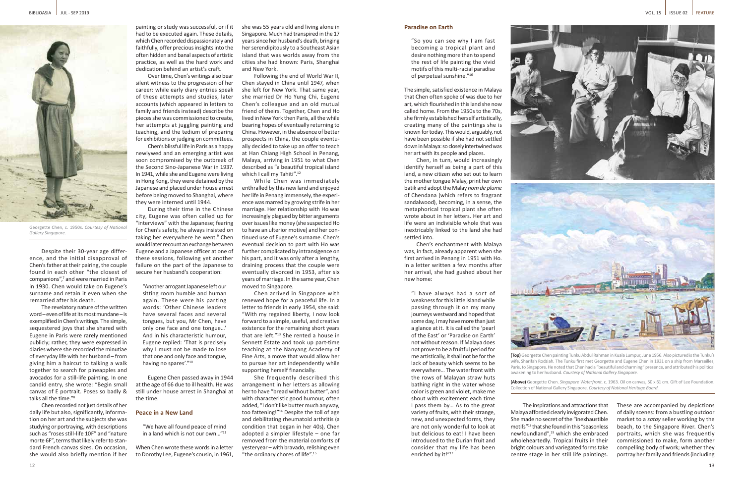Georgette Chen, c. 1950s. *Courtesy of National Gallery Singapore.*

Despite their 30-year age difference, and the initial disapproval of Chen's father at their pairing, the couple found in each other "the closest of companions",[7] and were married in Paris in 1930. Chen would take on Eugene's surname and retain it even when she remarried after his death.

The revelatory nature of the written word – even of life at its most mundane – is exemplified in Chen's writings. The simple, sequestered joys that she shared with Eugene in Paris were rarely mentioned publicly; rather, they were expressed in diaries where she recorded the minutiae of everyday life with her husband – from giving him a haircut to talking a walk together to search for pineapples and avocados for a still-life painting. In one candid entry, she wrote: "Begin small canvas of E portrait. Poses so badly & talks all the time."[8]

Chen recorded not just details of her daily life but also, significantly, information on her art and the subjects she was studying or portraying, with descriptions such as "roses still-life 10F" and "nature morte 6F", terms that likely refer to standard French canvas sizes. On occasion, she would also briefly mention if her painting or study was successful, or if it had to be executed again. These details, which Chen recorded dispassionately and faithfully, offer precious insights into the often hidden and banal aspects of artistic practice, as well as the hard work and dedication behind an artist's craft.

Over time, Chen's writings also bear silent witness to the progression of her career: while early diary entries speak of these attempts and studies, later accounts (which appeared in letters to family and friends instead) describe the pieces she was commissioned to create, her attempts at juggling painting and teaching, and the tedium of preparing for exhibitions or judging on committees.

Chen's blissful life in Paris as a happy newlywed and an emerging artist was soon compromised by the outbreak of the Second Sino-Japanese War in 1937. In 1941, while she and Eugene were living in Hong Kong, they were detained by the Japanese and placed under house arrest before being moved to Shanghai, where they were interned until 1944.

During their time in the Chinese city, Eugene was often called up for "interviews" with the Japanese; fearing for Chen's safety, he always insisted on taking her everywhere he went.[9] Chen would later recount an exchange between Eugene and a Japanese officer at one of these sessions, following yet another failure on the part of the Japanese to secure her husband's cooperation:

> "Another arrogant Japanese left our sitting room humble and human again. These were his parting words: 'Other Chinese leaders have several faces and several tongues, but you, Mr Chen, have only one face and one tongue…' And in his characteristic humour, Eugene replied: 'That is precisely why I must not be made to lose that one and only face and tongue, having no spares'."[10]

Eugene Chen passed away in 1944 at the age of 66 due to ill health. He was still under house arrest in Shanghai at the time.

## Peace in a New Land

> "We have all found peace of mind in a land which is not our own…"[11]

When Chen wrote these words in a letter to Dorothy Lee, Eugene's cousin, in 1961, she was 55 years old and living alone in Singapore. Much had transpired in the 17 years since her husband's death, bringing her serendipitously to a Southeast Asian island that was worlds away from the cities she had known: Paris, Shanghai and New York.

Following the end of World War II, Chen stayed in China until 1947, when she left for New York. That same year, she married Dr Ho Yung Chi, Eugene Chen's colleague and an old mutual friend of theirs. Together, Chen and Ho lived in New York then Paris, all the while bearing hopes of eventually returning to China. However, in the absence of better prospects in China, the couple eventually decided to take up an offer to teach at Han Chiang High School in Penang, Malaya, arriving in 1951 to what Chen described as "a beautiful tropical island which I call my Tahiti".[12]

While Chen was immediately enthralled by this new land and enjoyed her life in Penang immensely, the experience was marred by growing strife in her marriage. Her relationship with Ho was increasingly plagued by bitter arguments over issues like money (she suspected Ho to have an ulterior motive) and her continued use of Eugene's surname. Chen's eventual decision to part with Ho was further complicated by intransigence on his part, and it was only after a lengthy, draining process that the couple were eventually divorced in 1953, after six years of marriage. In the same year, Chen moved to Singapore.

Chen arrived in Singapore with renewed hope for a peaceful life. In a letter to friends in early 1954, she said: "With my regained liberty, I now look forward to a simple, useful, and creative existence for the remaining short years that are left."[13] She rented a house in Sennett Estate and took up part-time teaching at the Nanyang Academy of Fine Arts, a move that would allow her to pursue her art independently while supporting herself financially.

She frequently described this arrangement in her letters as allowing her to have "bread without butter", and with characteristic good humour, often added, "I don't like butter much anyway, too fattening!"[14] Despite the toll of age and debilitating rheumatoid arthritis (a condition that began in her 40s), Chen adopted a simpler lifestyle – one far removed from the material comforts of yesteryear – with bravado, relishing even "the ordinary chores of life".[15]

## Paradise on Earth

> "So you can see why I am fast becoming a tropical plant and desire nothing more than to spend the rest of life painting the vivid motifs of this multi-racial paradise of perpetual sunshine."[16]

The simple, satisfied existence in Malaya that Chen often spoke of was due to her art, which flourished in this land she now called home. From the 1950s to the 70s, she firmly established herself artistically, creating many of the paintings she is known for today. This would, arguably, not have been possible if she had not settled down in Malaya: so closely intertwined was her art with its people and places.

Chen, in turn, would increasingly identify herself as being a part of this land, a new citizen who set out to learn the mother tongue Malay, print her own batik and adopt the Malay *nom de plume* of Chendana (which refers to fragrant sandalwood), becoming, in a sense, the metaphorical tropical plant she often wrote about in her letters. Her art and life were an indivisible whole that was inextricably linked to the land she had settled into.

Chen's enchantment with Malaya was, in fact, already apparent when she first arrived in Penang in 1951 with Ho. In a letter written a few months after her arrival, she had gushed about her new home:

> "I have always had a sort of weakness for this little island while passing through it on my many journeys westward and hoped that some day, I may have more than just a glance at it. It is called the 'pearl of the East' or 'Paradise on Earth' not without reason. If Malaya does not prove to be a fruitful period for me artistically, it shall not be for the lack of beauty which seems to be everywhere… The waterfront with the rows of Malayan straw huts bathing right in the water whose color is green and violet, make me shout with excitement each time I pass them by… As to the great variety of fruits, with their strange, new, and unexpected forms, they are not only wonderful to look at but delicious to eat! I have been introduced to the Durian fruit and consider that my life has been enriched by it!"[17]

**(Top)** Georgette Chen painting Tunku Abdul Rahman in Kuala Lumpur, June 1956. Also pictured is the Tunku's wife, Sharifah Rodziah. The Tunku first met Georgette and Eugene Chen in 1931 on a ship from Marseilles, Paris, to Singapore. He noted that Chen had a "beautiful and charming" presence, and attributed his political awakening to her husband. *Courtesy of National Gallery Singapore.*

**(Above)** Georgette Chen. *Singapore Waterfront*. c. 1963. Oil on canvas, 50 x 61 cm. Gift of Lee Foundation. Collection of National Gallery Singapore. *Courtesy of National Heritage Board.*

The inspirations and attractions that Malaya afforded clearly invigorated Chen. She made no secret of the "inexhaustible motifs"[18] that she found in this "seasonless newfoundland",[19] which she embraced wholeheartedly. Tropical fruits in their bright colours and variegated forms take centre stage in her still life paintings. These are accompanied by depictions of daily scenes: from a bustling outdoor market to a *satay* seller working by the beach, to the Singapore River. Chen's portraits, which she was frequently commissioned to make, form another compelling body of work; whether they portray her family and friends (including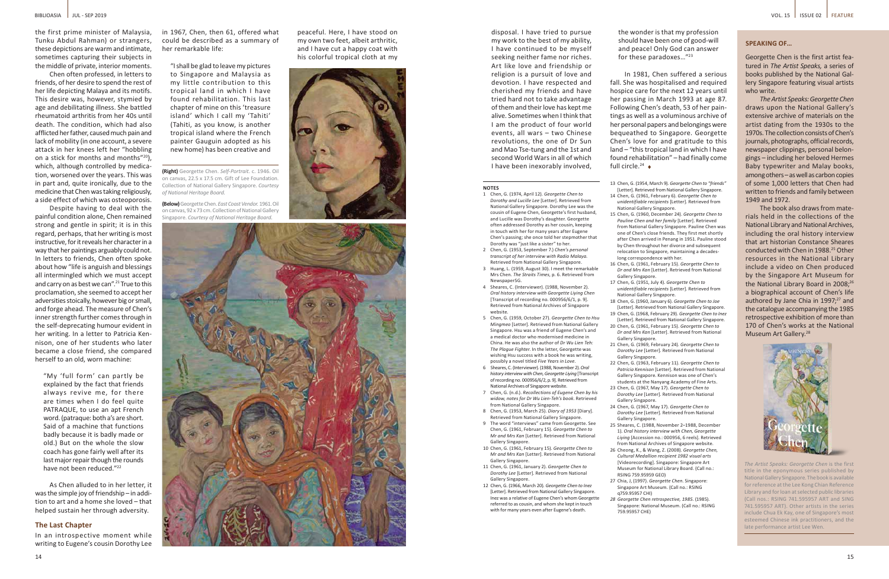the first prime minister of Malaysia, Tunku Abdul Rahman) or strangers, these depictions are warm and intimate, sometimes capturing their subjects in the middle of private, interior moments.

Chen often professed, in letters to friends, of her desire to spend the rest of her life depicting Malaya and its motifs. This desire was, however, stymied by age and debilitating illness. She battled rheumatoid arthritis from her 40s until death. The condition, which had also afflicted her father, caused much pain and lack of mobility (in one account, a severe attack in her knees left her "hobbling on a stick for months and months"[20]), which, although controlled by medication, worsened over the years. This was in part and, quite ironically, due to the medicine that Chen was taking religiously, a side effect of which was osteoporosis.

Despite having to deal with the painful condition alone, Chen remained strong and gentle in spirit; it is in this regard, perhaps, that her writing is most instructive, for it reveals her character in a way that her paintings arguably could not. In letters to friends, Chen often spoke about how "life is anguish and blessings all intermingled which we must accept and carry on as best we can".[21] True to this proclamation, she seemed to accept her adversities stoically, however big or small, and forge ahead. The measure of Chen's inner strength further comes through in the self-deprecating humour evident in her writing. In a letter to Patricia Kennison, one of her students who later became a close friend, she compared herself to an old, worn machine:

> "My 'full form' can partly be explained by the fact that friends always revive me, for there are times when I do feel quite PATRAQUE, to use an apt French word. (patraque: both a's are short. Said of a machine that functions badly because it is badly made or old.) But on the whole the slow coach has gone fairly well after its last major repair though the rounds have not been reduced."[22]

As Chen alluded to in her letter, it was the simple joy of friendship – in addition to art and a home she loved – that helped sustain her through adversity.

### The Last Chapter

In an introspective moment while writing to Eugene's cousin Dorothy Lee in 1967, Chen, then 61, offered what could be described as a summary of her remarkable life:

> "I shall be glad to leave my pictures to Singapore and Malaysia as my little contribution to this tropical land in which I have found rehabilitation. This last chapter of mine on this 'treasure island' which I call my 'Tahiti' (Tahiti, as you know, is another tropical island where the French painter Gauguin adopted as his new home) has been creative and peaceful. Here, I have stood on my own two feet, albeit arthritic, and I have cut a happy coat with his colorful tropical cloth at my disposal. I have tried to pursue my work to the best of my ability, I have continued to be myself seeking neither fame nor riches. Art like love and friendship or religion is a pursuit of love and devotion. I have respected and cherished my friends and have tried hard not to take advantage of them and their love has kept me alive. Sometimes when I think that I am the product of four world events, all wars – two Chinese revolutions, the one of Dr Sun and Mao Tse-tung and the 1st and second World Wars in all of which I have been inexorably involved, the wonder is that my profession should have been one of good-will and peace! Only God can answer for these paradoxes…"[23]

**(Right)** Georgette Chen. *Self-Portrait*. c. 1946. Oil on canvas, 22.5 x 17.5 cm. Gift of Lee Foundation. Collection of National Gallery Singapore. *Courtesy of National Heritage Board.*

**(Below)** Georgette Chen. *East Coast Vendor*. 1961. Oil on canvas, 92 x 73 cm. Collection of National Gallery Singapore. *Courtesy of National Heritage Board.*

In 1981, Chen suffered a serious fall. She was hospitalised and required hospice care for the next 12 years until her passing in March 1993 at age 87. Following Chen's death, 53 of her paintings as well as a voluminous archive of her personal papers and belongings were bequeathed to Singapore. Georgette Chen's love for and gratitude to this land – "this tropical land in which I have found rehabilitation" – had finally come full circle.[24] ♦

### NOTES

1. Chen, G. (1974, April 12). *Georgette Chen to Dorothy and Lucille Lee* [Letter]. Retrieved from National Gallery Singapore. Dorothy Lee was the cousin of Eugene Chen, Georgette's first husband, and Lucille was Dorothy's daughter. Georgette often addressed Dorothy as her cousin, keeping in touch with her for many years after Eugene Chen's passing; she once told her stepmother that Dorothy was "just like a sister" to her.
2. Chen, G. (1953, September 7.) *Chen's personal transcript of her interview with Radio Malaya*. Retrieved from National Gallery Singapore.
3. Huang, L. (1959, August 30). I meet the remarkable Mrs Chen. *The Straits Times*, p. 6. Retrieved from NewspaperSG.
4. Sheares, C. (Interviewer). (1988, November 2). *Oral history interview with Georgette Liying Chen* [Transcript of recording no. 000956/6/1, p. 9]. Retrieved from National Archives of Singapore website.
5. Chen, G. (1959, October 27). *Georgette Chen to Hsu Mingmeo* [Letter]. Retrieved from National Gallery Singapore. Hsu was a friend of Eugene Chen's and a medical doctor who modernised medicine in China. He was also the author of *Dr Wu Lien Teh: The Plague Fighter*. In the letter, Georgette was wishing Hsu success with a book he was writing, possibly a novel titled *Five Years in Love*.
6. Sheares, C. (Interviewer). (1988, November 2). *Oral history interview with Chen, Georgette Liying* [Transcript of recording no. 000956/6/2, p. 9]. Retrieved from National Archives of Singapore website.
7. Chen, G. (n.d.). *Recollections of Eugene Chen by his widow, notes for Dr Wu Lien-Teh's book*. Retrieved from National Gallery Singapore.
8. Chen, G. (1953, March 25). *Diary of 1953* [Diary]. Retrieved from National Gallery Singapore.
9. The word "interviews" came from Georgette. See Chen, G. (1961, February 15). *Georgette Chen to Mr and Mrs Kan* [Letter]. Retrieved from National Gallery Singapore.
10. Chen, G. (1961, February 15). *Georgette Chen to Mr and Mrs Kan* [Letter]. Retrieved from National Gallery Singapore.
11. Chen, G. (1961, January 2). *Georgette Chen to Dorothy Lee* [Letter]. Retrieved from National Gallery Singapore.
12. Chen, G. (1966, March 20). *Georgette Chen to Inez* [Letter]. Retrieved from National Gallery Singapore. Inez was a relative of Eugene Chen's whom Georgette referred to as cousin, and whom she kept in touch with for many years even after Eugene's death.
13. Chen, G. (1954, March 9). *Georgette Chen to "friends"* [Letter]. Retrieved from National Gallery Singapore.
14. Chen, G. (1961, February 6). *Georgette Chen to unidentifiable recipients* [Letter]. Retrieved from National Gallery Singapore.
15. Chen, G. (1960, December 24). *Georgette Chen to Pauline Chen and her family* [Letter]. Retrieved from National Gallery Singapore. Pauline Chen was one of Chen's close friends. They first met shortly after Chen arrived in Penang in 1951. Pauline stood by Chen throughout her divorce and subsequent relocation to Singapore, maintaining a decades-long correspondence with her.
16. Chen, G. (1961, February 15). *Georgette Chen to Dr and Mrs Kan* [Letter]. Retrieved from National Gallery Singapore.
17. Chen, G. (1951, July 4). *Georgette Chen to unidentifiable recipients* [Letter]. Retrieved from National Gallery Singapore.
18. Chen, G. (1960, January 6). *Georgette Chen to Joe* [Letter]. Retrieved from National Gallery Singapore.
19. Chen, G. (1968, February 29). *Georgette Chen to Inez* [Letter]. Retrieved from National Gallery Singapore.
20. Chen, G. (1961, February 15). *Georgette Chen to Dr and Mrs Kan* [Letter]. Retrieved from National Gallery Singapore.
21. Chen, G. (1969, February 24). *Georgette Chen to Dorothy Lee* [Letter]. Retrieved from National Gallery Singapore.
22. Chen, G. (1963, February 11). *Georgette Chen to Patricia Kennison* [Letter]. Retrieved from National Gallery Singapore. Kennison was one of Chen's students at the Nanyang Academy of Fine Arts.
23. Chen, G. (1967, May 17). *Georgette Chen to Dorothy Lee* [Letter]. Retrieved from National Gallery Singapore.
24. Chen, G. (1967, May 17). *Georgette Chen to Dorothy Lee* [Letter]. Retrieved from National Gallery Singapore.
25. Sheares, C. (1988, November 2–1988, December 1). *Oral history interview with Chen, Georgette Liying* [Accession no.: 000956, 6 reels]. Retrieved from National Archives of Singapore website.
26. Cheong, K., & Wang, Z. (2008). *Georgette Chen, Cultural Medallion recipient 1982 visual arts* [Videorecording]. Singapore: Singapore Art Museum for National Library Board. (Call no.: RSING 759.95959 GEO)
27. Chia, J. (1997). *Georgette Chen*. Singapore: Singapore Art Museum. (Call no.: RSING q759.95957 CHI)
28. *Georgette Chen retrospective, 1985*. (1985). Singapore: National Museum. (Call no.: RSING 759.95957 CHE)

### SPEAKING OF…

Georgette Chen is the first artist featured in *The Artist Speaks*, a series of books published by the National Gallery Singapore featuring visual artists who write.

*The Artist Speaks: Georgette Chen* draws upon the National Gallery's extensive archive of materials on the artist dating from the 1930s to the 1970s. The collection consists of Chen's journals, photographs, official records, newspaper clippings, personal belongings – including her beloved Hermes Baby typewriter and Malay books, among others – as well as carbon copies of some 1,000 letters that Chen had written to friends and family between 1949 and 1972.

The book also draws from materials held in the collections of the National Library and National Archives, including the oral history interview that art historian Constance Sheares conducted with Chen in 1988.[25] Other resources in the National Library include a video on Chen produced by the Singapore Art Museum for the National Library Board in 2008;[26] a biographical account of Chen's life authored by Jane Chia in 1997;[27] and the catalogue accompanying the 1985 retrospective exhibition of more than 170 of Chen's works at the National Museum Art Gallery.[28]

*The Artist Speaks: Georgette Chen* is the first title in the eponymous series published by National Gallery Singapore. The book is available for reference at the Lee Kong Chian Reference Library and for loan at selected public libraries (Call nos.: RSING 741.595957 ART and SING 741.595957 ART). Other artists in the series include Chua Ek Kay, one of Singapore's most esteemed Chinese ink practitioners, and the late performance artist Lee Wen.